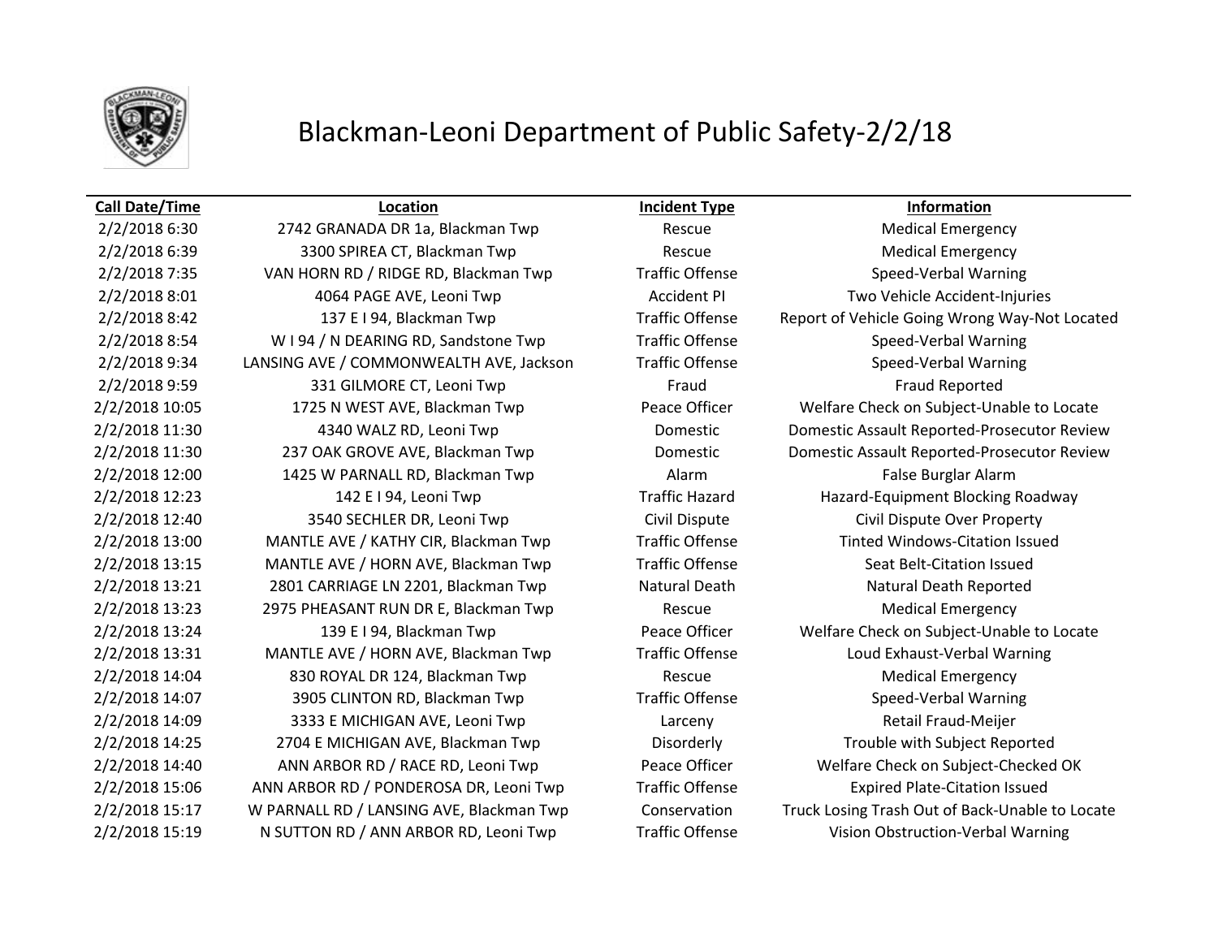# Blackman-Leoni Department of Public Safety-2/2/18

| Call Date/Time | Location | Incident Type | Information |
|---|---|---|---|
| 2/2/2018 6:30 | 2742 GRANADA DR 1a, Blackman Twp | Rescue | Medical Emergency |
| 2/2/2018 6:39 | 3300 SPIREA CT, Blackman Twp | Rescue | Medical Emergency |
| 2/2/2018 7:35 | VAN HORN RD / RIDGE RD, Blackman Twp | Traffic Offense | Speed-Verbal Warning |
| 2/2/2018 8:01 | 4064 PAGE AVE, Leoni Twp | Accident PI | Two Vehicle Accident-Injuries |
| 2/2/2018 8:42 | 137 E I 94, Blackman Twp | Traffic Offense | Report of Vehicle Going Wrong Way-Not Located |
| 2/2/2018 8:54 | W I 94 / N DEARING RD, Sandstone Twp | Traffic Offense | Speed-Verbal Warning |
| 2/2/2018 9:34 | LANSING AVE / COMMONWEALTH AVE, Jackson | Traffic Offense | Speed-Verbal Warning |
| 2/2/2018 9:59 | 331 GILMORE CT, Leoni Twp | Fraud | Fraud Reported |
| 2/2/2018 10:05 | 1725 N WEST AVE, Blackman Twp | Peace Officer | Welfare Check on Subject-Unable to Locate |
| 2/2/2018 11:30 | 4340 WALZ RD, Leoni Twp | Domestic | Domestic Assault Reported-Prosecutor Review |
| 2/2/2018 11:30 | 237 OAK GROVE AVE, Blackman Twp | Domestic | Domestic Assault Reported-Prosecutor Review |
| 2/2/2018 12:00 | 1425 W PARNALL RD, Blackman Twp | Alarm | False Burglar Alarm |
| 2/2/2018 12:23 | 142 E I 94, Leoni Twp | Traffic Hazard | Hazard-Equipment Blocking Roadway |
| 2/2/2018 12:40 | 3540 SECHLER DR, Leoni Twp | Civil Dispute | Civil Dispute Over Property |
| 2/2/2018 13:00 | MANTLE AVE / KATHY CIR, Blackman Twp | Traffic Offense | Tinted Windows-Citation Issued |
| 2/2/2018 13:15 | MANTLE AVE / HORN AVE, Blackman Twp | Traffic Offense | Seat Belt-Citation Issued |
| 2/2/2018 13:21 | 2801 CARRIAGE LN 2201, Blackman Twp | Natural Death | Natural Death Reported |
| 2/2/2018 13:23 | 2975 PHEASANT RUN DR E, Blackman Twp | Rescue | Medical Emergency |
| 2/2/2018 13:24 | 139 E I 94, Blackman Twp | Peace Officer | Welfare Check on Subject-Unable to Locate |
| 2/2/2018 13:31 | MANTLE AVE / HORN AVE, Blackman Twp | Traffic Offense | Loud Exhaust-Verbal Warning |
| 2/2/2018 14:04 | 830 ROYAL DR 124, Blackman Twp | Rescue | Medical Emergency |
| 2/2/2018 14:07 | 3905 CLINTON RD, Blackman Twp | Traffic Offense | Speed-Verbal Warning |
| 2/2/2018 14:09 | 3333 E MICHIGAN AVE, Leoni Twp | Larceny | Retail Fraud-Meijer |
| 2/2/2018 14:25 | 2704 E MICHIGAN AVE, Blackman Twp | Disorderly | Trouble with Subject Reported |
| 2/2/2018 14:40 | ANN ARBOR RD / RACE RD, Leoni Twp | Peace Officer | Welfare Check on Subject-Checked OK |
| 2/2/2018 15:06 | ANN ARBOR RD / PONDEROSA DR, Leoni Twp | Traffic Offense | Expired Plate-Citation Issued |
| 2/2/2018 15:17 | W PARNALL RD / LANSING AVE, Blackman Twp | Conservation | Truck Losing Trash Out of Back-Unable to Locate |
| 2/2/2018 15:19 | N SUTTON RD / ANN ARBOR RD, Leoni Twp | Traffic Offense | Vision Obstruction-Verbal Warning |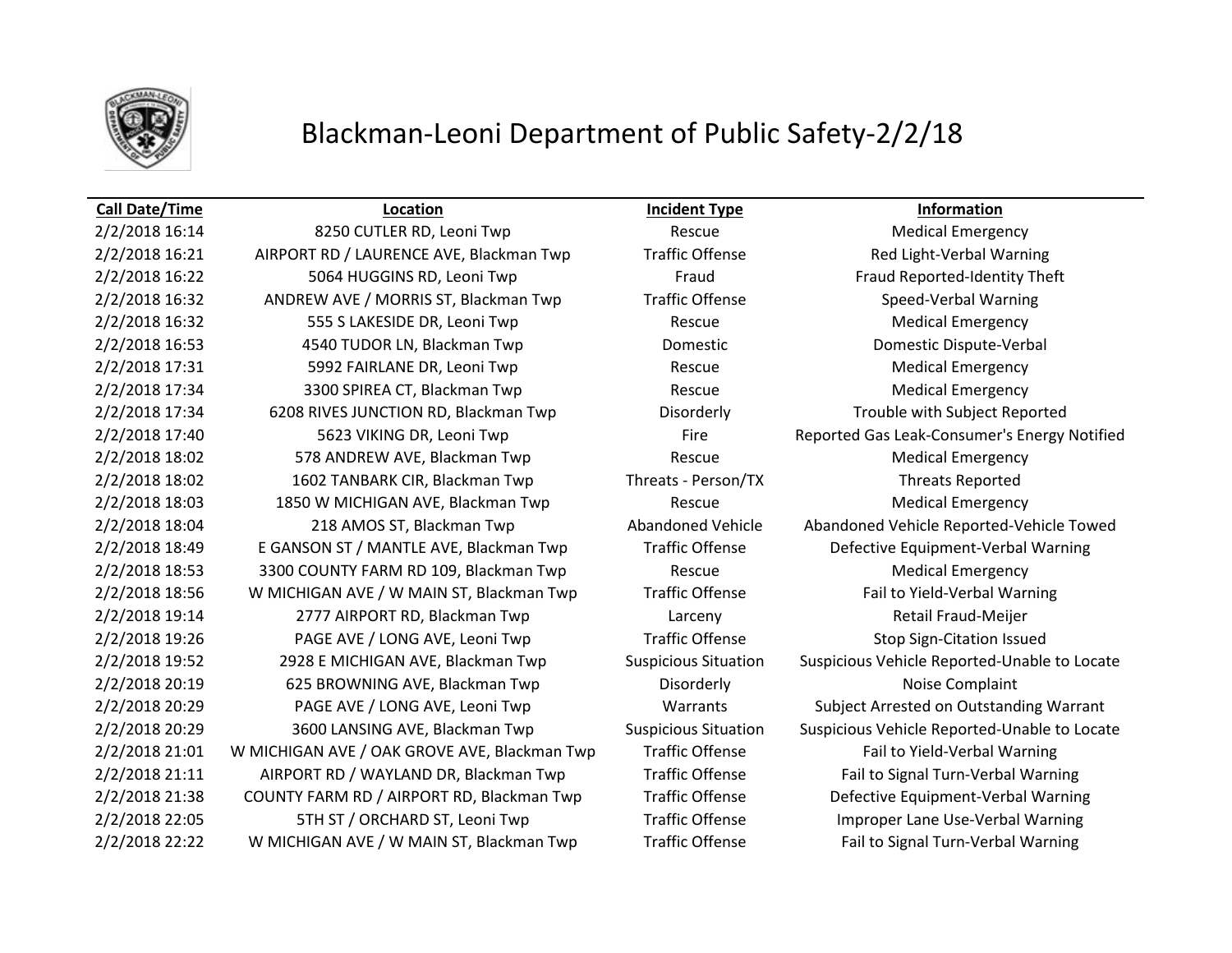# Blackman-Leoni Department of Public Safety-2/2/18

| Call Date/Time | Location | Incident Type | Information |
|---|---|---|---|
| 2/2/2018 16:14 | 8250 CUTLER RD, Leoni Twp | Rescue | Medical Emergency |
| 2/2/2018 16:21 | AIRPORT RD / LAURENCE AVE, Blackman Twp | Traffic Offense | Red Light-Verbal Warning |
| 2/2/2018 16:22 | 5064 HUGGINS RD, Leoni Twp | Fraud | Fraud Reported-Identity Theft |
| 2/2/2018 16:32 | ANDREW AVE / MORRIS ST, Blackman Twp | Traffic Offense | Speed-Verbal Warning |
| 2/2/2018 16:32 | 555 S LAKESIDE DR, Leoni Twp | Rescue | Medical Emergency |
| 2/2/2018 16:53 | 4540 TUDOR LN, Blackman Twp | Domestic | Domestic Dispute-Verbal |
| 2/2/2018 17:31 | 5992 FAIRLANE DR, Leoni Twp | Rescue | Medical Emergency |
| 2/2/2018 17:34 | 3300 SPIREA CT, Blackman Twp | Rescue | Medical Emergency |
| 2/2/2018 17:34 | 6208 RIVES JUNCTION RD, Blackman Twp | Disorderly | Trouble with Subject Reported |
| 2/2/2018 17:40 | 5623 VIKING DR, Leoni Twp | Fire | Reported Gas Leak-Consumer's Energy Notified |
| 2/2/2018 18:02 | 578 ANDREW AVE, Blackman Twp | Rescue | Medical Emergency |
| 2/2/2018 18:02 | 1602 TANBARK CIR, Blackman Twp | Threats - Person/TX | Threats Reported |
| 2/2/2018 18:03 | 1850 W MICHIGAN AVE, Blackman Twp | Rescue | Medical Emergency |
| 2/2/2018 18:04 | 218 AMOS ST, Blackman Twp | Abandoned Vehicle | Abandoned Vehicle Reported-Vehicle Towed |
| 2/2/2018 18:49 | E GANSON ST / MANTLE AVE, Blackman Twp | Traffic Offense | Defective Equipment-Verbal Warning |
| 2/2/2018 18:53 | 3300 COUNTY FARM RD 109, Blackman Twp | Rescue | Medical Emergency |
| 2/2/2018 18:56 | W MICHIGAN AVE / W MAIN ST, Blackman Twp | Traffic Offense | Fail to Yield-Verbal Warning |
| 2/2/2018 19:14 | 2777 AIRPORT RD, Blackman Twp | Larceny | Retail Fraud-Meijer |
| 2/2/2018 19:26 | PAGE AVE / LONG AVE, Leoni Twp | Traffic Offense | Stop Sign-Citation Issued |
| 2/2/2018 19:52 | 2928 E MICHIGAN AVE, Blackman Twp | Suspicious Situation | Suspicious Vehicle Reported-Unable to Locate |
| 2/2/2018 20:19 | 625 BROWNING AVE, Blackman Twp | Disorderly | Noise Complaint |
| 2/2/2018 20:29 | PAGE AVE / LONG AVE, Leoni Twp | Warrants | Subject Arrested on Outstanding Warrant |
| 2/2/2018 20:29 | 3600 LANSING AVE, Blackman Twp | Suspicious Situation | Suspicious Vehicle Reported-Unable to Locate |
| 2/2/2018 21:01 | W MICHIGAN AVE / OAK GROVE AVE, Blackman Twp | Traffic Offense | Fail to Yield-Verbal Warning |
| 2/2/2018 21:11 | AIRPORT RD / WAYLAND DR, Blackman Twp | Traffic Offense | Fail to Signal Turn-Verbal Warning |
| 2/2/2018 21:38 | COUNTY FARM RD / AIRPORT RD, Blackman Twp | Traffic Offense | Defective Equipment-Verbal Warning |
| 2/2/2018 22:05 | 5TH ST / ORCHARD ST, Leoni Twp | Traffic Offense | Improper Lane Use-Verbal Warning |
| 2/2/2018 22:22 | W MICHIGAN AVE / W MAIN ST, Blackman Twp | Traffic Offense | Fail to Signal Turn-Verbal Warning |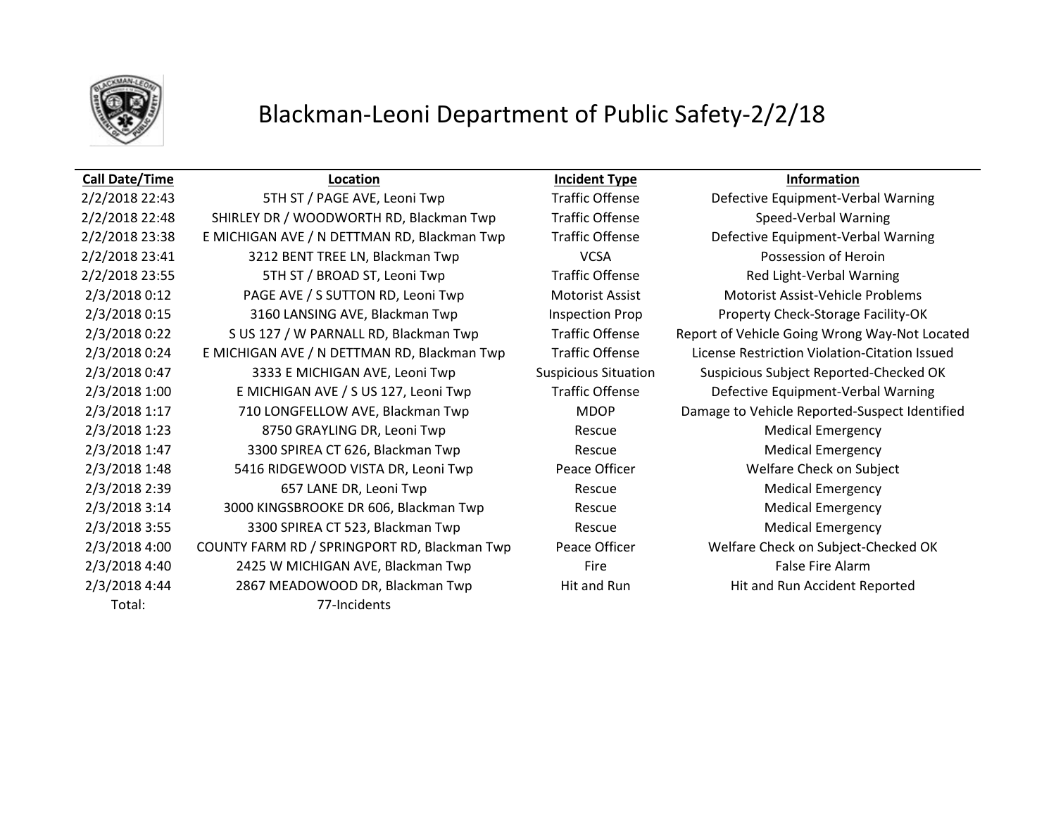# Blackman-Leoni Department of Public Safety-2/2/18

| Call Date/Time | Location | Incident Type | Information |
| --- | --- | --- | --- |
| 2/2/2018 22:43 | 5TH ST / PAGE AVE, Leoni Twp | Traffic Offense | Defective Equipment-Verbal Warning |
| 2/2/2018 22:48 | SHIRLEY DR / WOODWORTH RD, Blackman Twp | Traffic Offense | Speed-Verbal Warning |
| 2/2/2018 23:38 | E MICHIGAN AVE / N DETTMAN RD, Blackman Twp | Traffic Offense | Defective Equipment-Verbal Warning |
| 2/2/2018 23:41 | 3212 BENT TREE LN, Blackman Twp | VCSA | Possession of Heroin |
| 2/2/2018 23:55 | 5TH ST / BROAD ST, Leoni Twp | Traffic Offense | Red Light-Verbal Warning |
| 2/3/2018 0:12 | PAGE AVE / S SUTTON RD, Leoni Twp | Motorist Assist | Motorist Assist-Vehicle Problems |
| 2/3/2018 0:15 | 3160 LANSING AVE, Blackman Twp | Inspection Prop | Property Check-Storage Facility-OK |
| 2/3/2018 0:22 | S US 127 / W PARNALL RD, Blackman Twp | Traffic Offense | Report of Vehicle Going Wrong Way-Not Located |
| 2/3/2018 0:24 | E MICHIGAN AVE / N DETTMAN RD, Blackman Twp | Traffic Offense | License Restriction Violation-Citation Issued |
| 2/3/2018 0:47 | 3333 E MICHIGAN AVE, Leoni Twp | Suspicious Situation | Suspicious Subject Reported-Checked OK |
| 2/3/2018 1:00 | E MICHIGAN AVE / S US 127, Leoni Twp | Traffic Offense | Defective Equipment-Verbal Warning |
| 2/3/2018 1:17 | 710 LONGFELLOW AVE, Blackman Twp | MDOP | Damage to Vehicle Reported-Suspect Identified |
| 2/3/2018 1:23 | 8750 GRAYLING DR, Leoni Twp | Rescue | Medical Emergency |
| 2/3/2018 1:47 | 3300 SPIREA CT 626, Blackman Twp | Rescue | Medical Emergency |
| 2/3/2018 1:48 | 5416 RIDGEWOOD VISTA DR, Leoni Twp | Peace Officer | Welfare Check on Subject |
| 2/3/2018 2:39 | 657 LANE DR, Leoni Twp | Rescue | Medical Emergency |
| 2/3/2018 3:14 | 3000 KINGSBROOKE DR 606, Blackman Twp | Rescue | Medical Emergency |
| 2/3/2018 3:55 | 3300 SPIREA CT 523, Blackman Twp | Rescue | Medical Emergency |
| 2/3/2018 4:00 | COUNTY FARM RD / SPRINGPORT RD, Blackman Twp | Peace Officer | Welfare Check on Subject-Checked OK |
| 2/3/2018 4:40 | 2425 W MICHIGAN AVE, Blackman Twp | Fire | False Fire Alarm |
| 2/3/2018 4:44 | 2867 MEADOWOOD DR, Blackman Twp | Hit and Run | Hit and Run Accident Reported |
| Total: | 77-Incidents | | |